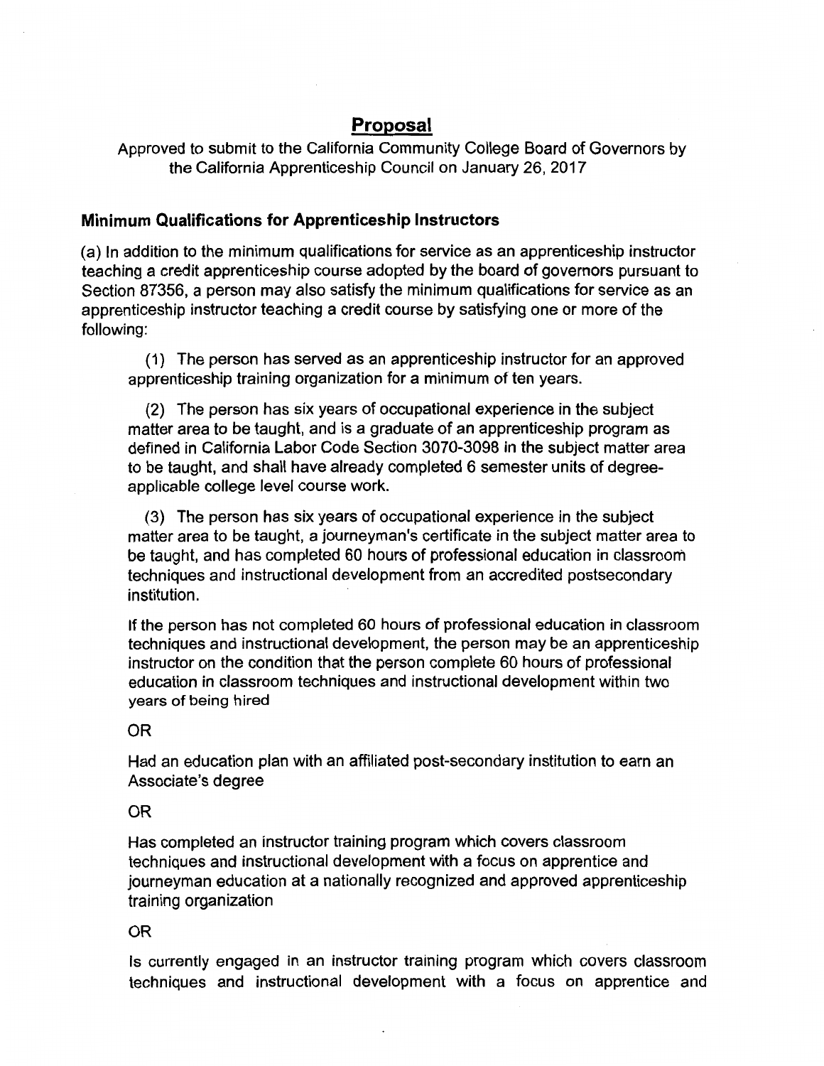# Proposal

Approved to submit to the California Community College Board of Governors by the California Apprenticeship Council on January 26, 2017

### Minimum Qualifications for Apprenticeship Instructors

(a) In addition to the minimum qualifications for service as an apprenticeship instructor teaching a credit apprenticeship course adopted by the board of governors pursuant to Section 87356, a person may also satisfy the minimum qualifications for service as an apprenticeship instructor teaching a credit course by satisfying one or more of the following:

(1) The person has served as an apprenticeship instructor for an approved apprenticeship training organization for a minimum of ten years.

(2) The person has six years of occupational experience in the subject matter area to be taught, and is a graduate of an apprenticeship program as defined in California Labor Code Section 3070-3098 in the subject matter area to be taught, and shall have already completed 6 semester units of degree-applicable college level course work.

(3) The person has six years of occupational experience in the subject matter area to be taught, a journeyman's certificate in the subject matter area to be taught, and has completed 60 hours of professional education in classroom techniques and instructional development from an accredited postsecondary institution.

If the person has not completed 60 hours of professional education in classroom techniques and instructional development, the person may be an apprenticeship instructor on the condition that the person complete 60 hours of professional education in classroom techniques and instructional development within two years of being hired

OR

Had an education plan with an affiliated post-secondary institution to earn an Associate's degree

OR

Has completed an instructor training program which covers classroom techniques and instructional development with a focus on apprentice and journeyman education at a nationally recognized and approved apprenticeship training organization

OR

Is currently engaged in an instructor training program which covers classroom techniques and instructional development with a focus on apprentice and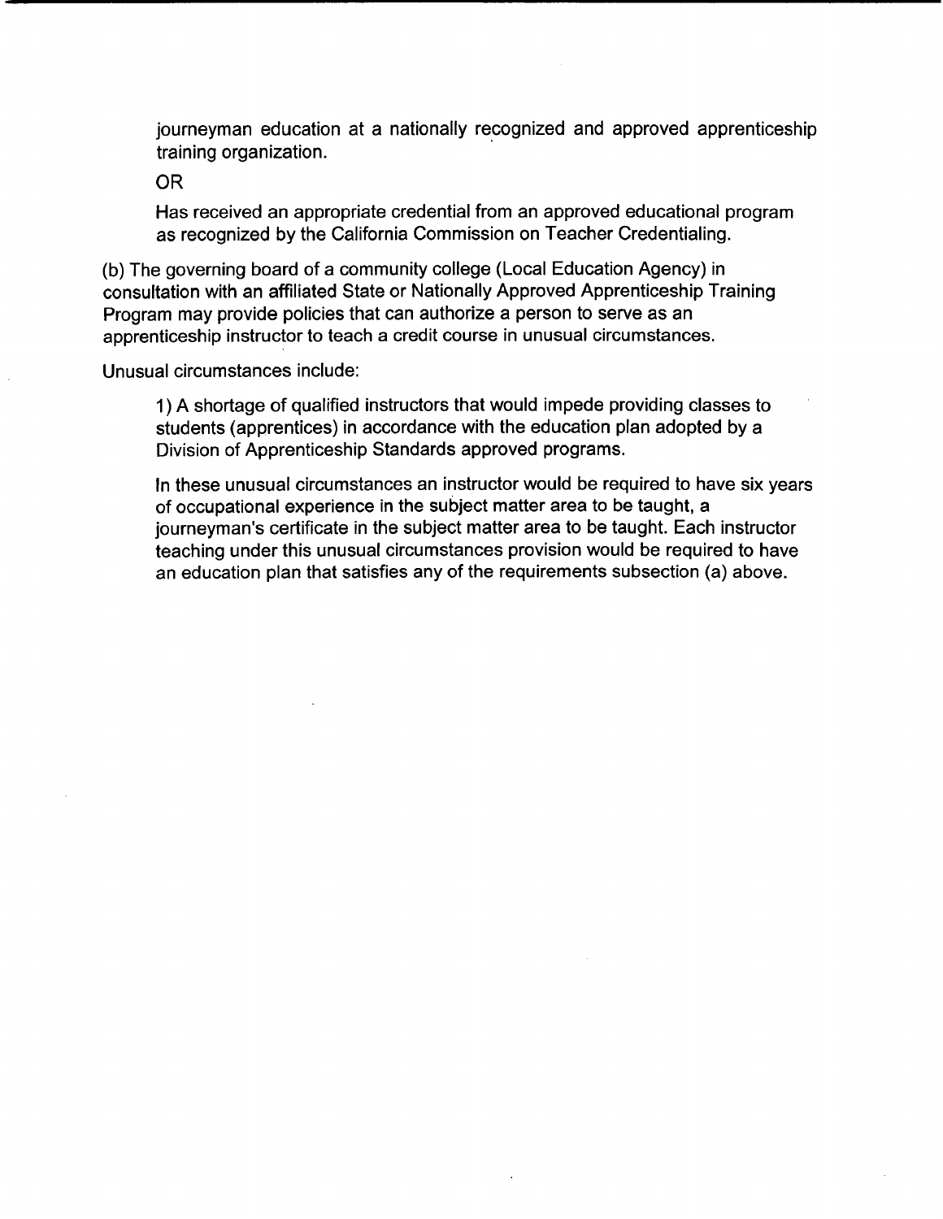journeyman education at a nationally recognized and approved apprenticeship training organization.

OR

Has received an appropriate credential from an approved educational program as recognized by the California Commission on Teacher Credentialing.

(b) The governing board of a community college (Local Education Agency) in consultation with an affiliated State or Nationally Approved Apprenticeship Training Program may provide policies that can authorize a person to serve as an apprenticeship instructor to teach a credit course in unusual circumstances.

Unusual circumstances include:

1) A shortage of qualified instructors that would impede providing classes to students (apprentices) in accordance with the education plan adopted by a Division of Apprenticeship Standards approved programs.

In these unusual circumstances an instructor would be required to have six years of occupational experience in the subject matter area to be taught, a journeyman's certificate in the subject matter area to be taught. Each instructor teaching under this unusual circumstances provision would be required to have an education plan that satisfies any of the requirements subsection (a) above.